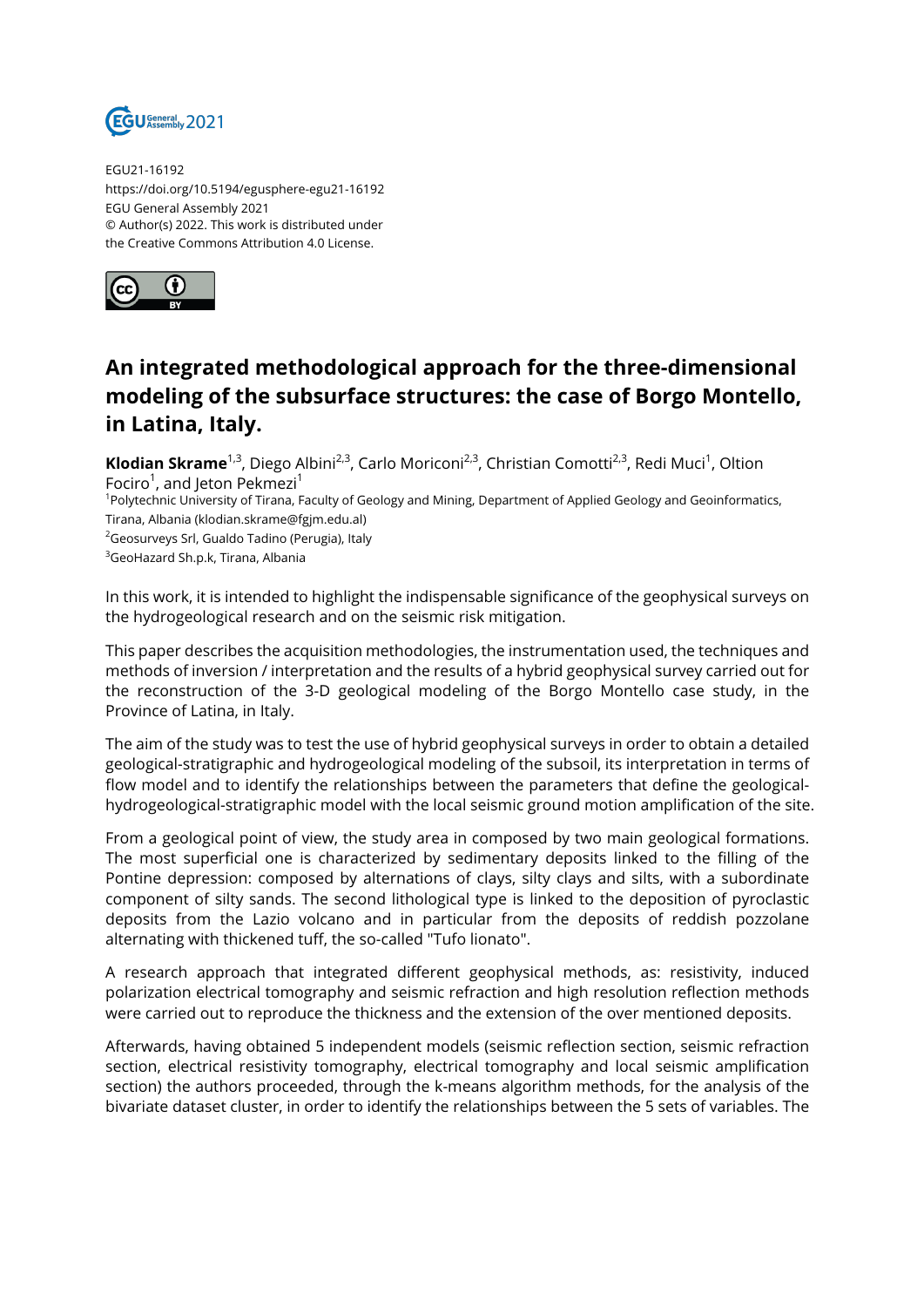EGU21-16192
https://doi.org/10.5194/egusphere-egu21-16192
EGU General Assembly 2021
© Author(s) 2022. This work is distributed under
the Creative Commons Attribution 4.0 License.

# An integrated methodological approach for the three-dimensional modeling of the subsurface structures: the case of Borgo Montello, in Latina, Italy.

**Klodian Skrame**[1,3], Diego Albini[2,3], Carlo Moriconi[2,3], Christian Comotti[2,3], Redi Muci[1], Oltion Focirol[1], and Jeton Pekmezi[1]

[1]Polytechnic University of Tirana, Faculty of Geology and Mining, Department of Applied Geology and Geoinformatics, Tirana, Albania (klodian.skrame@fgjm.edu.al)
[2]Geosurveys Srl, Gualdo Tadino (Perugia), Italy
[3]GeoHazard Sh.p.k, Tirana, Albania

In this work, it is intended to highlight the indispensable significance of the geophysical surveys on the hydrogeological research and on the seismic risk mitigation.

This paper describes the acquisition methodologies, the instrumentation used, the techniques and methods of inversion / interpretation and the results of a hybrid geophysical survey carried out for the reconstruction of the 3-D geological modeling of the Borgo Montello case study, in the Province of Latina, in Italy.

The aim of the study was to test the use of hybrid geophysical surveys in order to obtain a detailed geological-stratigraphic and hydrogeological modeling of the subsoil, its interpretation in terms of flow model and to identify the relationships between the parameters that define the geological-hydrogeological-stratigraphic model with the local seismic ground motion amplification of the site.

From a geological point of view, the study area in composed by two main geological formations. The most superficial one is characterized by sedimentary deposits linked to the filling of the Pontine depression: composed by alternations of clays, silty clays and silts, with a subordinate component of silty sands. The second lithological type is linked to the deposition of pyroclastic deposits from the Lazio volcano and in particular from the deposits of reddish pozzolane alternating with thickened tuff, the so-called "Tufo lionato".

A research approach that integrated different geophysical methods, as: resistivity, induced polarization electrical tomography and seismic refraction and high resolution reflection methods were carried out to reproduce the thickness and the extension of the over mentioned deposits.

Afterwards, having obtained 5 independent models (seismic reflection section, seismic refraction section, electrical resistivity tomography, electrical tomography and local seismic amplification section) the authors proceeded, through the k-means algorithm methods, for the analysis of the bivariate dataset cluster, in order to identify the relationships between the 5 sets of variables. The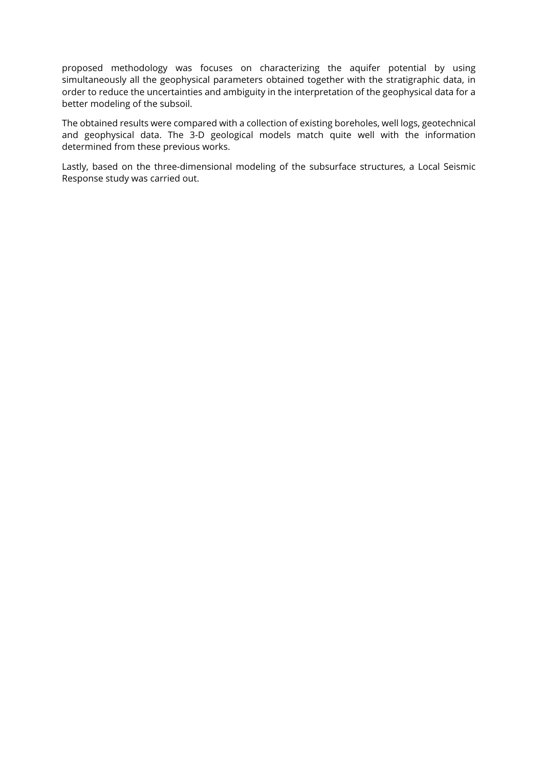proposed methodology was focuses on characterizing the aquifer potential by using simultaneously all the geophysical parameters obtained together with the stratigraphic data, in order to reduce the uncertainties and ambiguity in the interpretation of the geophysical data for a better modeling of the subsoil.

The obtained results were compared with a collection of existing boreholes, well logs, geotechnical and geophysical data. The 3-D geological models match quite well with the information determined from these previous works.

Lastly, based on the three-dimensional modeling of the subsurface structures, a Local Seismic Response study was carried out.